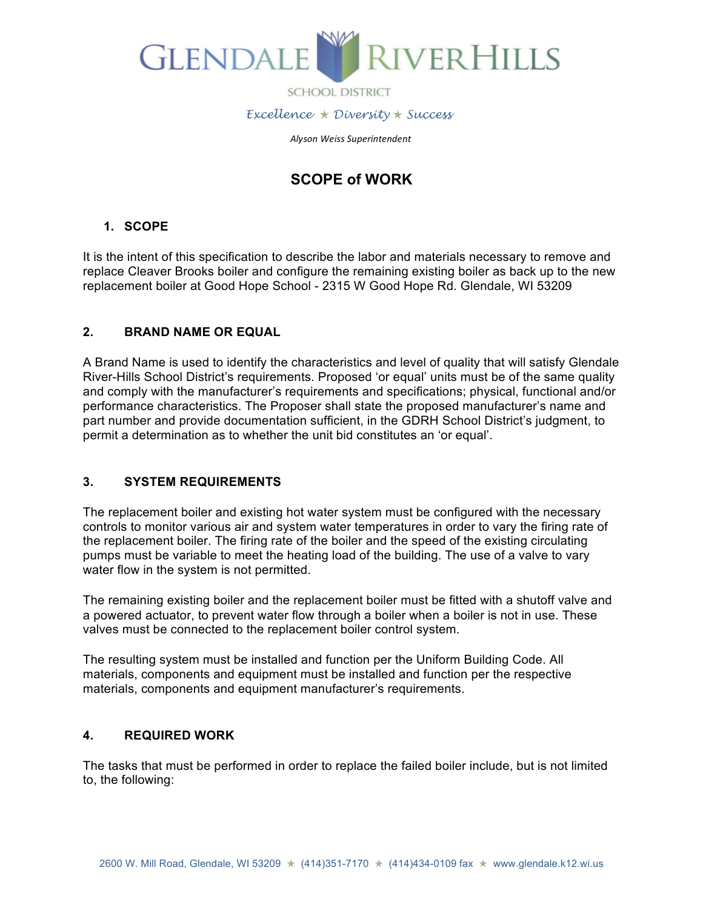# GLENDALE RIVERHILLS

SCHOOL DISTRICT

*Excellence ✶ Diversity ✶ Success*

*Alyson Weiss Superintendent*

## SCOPE of WORK

### 1. SCOPE

It is the intent of this specification to describe the labor and materials necessary to remove and replace Cleaver Brooks boiler and configure the remaining existing boiler as back up to the new replacement boiler at Good Hope School - 2315 W Good Hope Rd. Glendale, WI 53209

### 2. BRAND NAME OR EQUAL

A Brand Name is used to identify the characteristics and level of quality that will satisfy Glendale River-Hills School District's requirements. Proposed 'or equal' units must be of the same quality and comply with the manufacturer's requirements and specifications; physical, functional and/or performance characteristics. The Proposer shall state the proposed manufacturer's name and part number and provide documentation sufficient, in the GDRH School District's judgment, to permit a determination as to whether the unit bid constitutes an 'or equal'.

### 3. SYSTEM REQUIREMENTS

The replacement boiler and existing hot water system must be configured with the necessary controls to monitor various air and system water temperatures in order to vary the firing rate of the replacement boiler. The firing rate of the boiler and the speed of the existing circulating pumps must be variable to meet the heating load of the building. The use of a valve to vary water flow in the system is not permitted.

The remaining existing boiler and the replacement boiler must be fitted with a shutoff valve and a powered actuator, to prevent water flow through a boiler when a boiler is not in use. These valves must be connected to the replacement boiler control system.

The resulting system must be installed and function per the Uniform Building Code. All materials, components and equipment must be installed and function per the respective materials, components and equipment manufacturer's requirements.

### 4. REQUIRED WORK

The tasks that must be performed in order to replace the failed boiler include, but is not limited to, the following: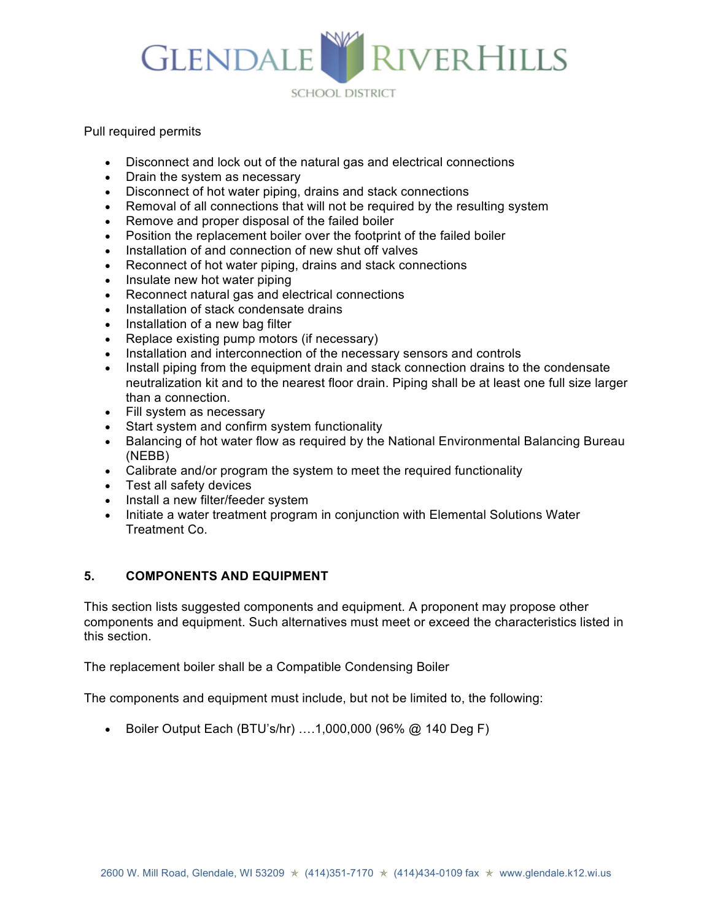Pull required permits

- Disconnect and lock out of the natural gas and electrical connections
- Drain the system as necessary
- Disconnect of hot water piping, drains and stack connections
- Removal of all connections that will not be required by the resulting system
- Remove and proper disposal of the failed boiler
- Position the replacement boiler over the footprint of the failed boiler
- Installation of and connection of new shut off valves
- Reconnect of hot water piping, drains and stack connections
- Insulate new hot water piping
- Reconnect natural gas and electrical connections
- Installation of stack condensate drains
- Installation of a new bag filter
- Replace existing pump motors (if necessary)
- Installation and interconnection of the necessary sensors and controls
- Install piping from the equipment drain and stack connection drains to the condensate neutralization kit and to the nearest floor drain. Piping shall be at least one full size larger than a connection.
- Fill system as necessary
- Start system and confirm system functionality
- Balancing of hot water flow as required by the National Environmental Balancing Bureau (NEBB)
- Calibrate and/or program the system to meet the required functionality
- Test all safety devices
- Install a new filter/feeder system
- Initiate a water treatment program in conjunction with Elemental Solutions Water Treatment Co.

## 5. COMPONENTS AND EQUIPMENT

This section lists suggested components and equipment. A proponent may propose other components and equipment. Such alternatives must meet or exceed the characteristics listed in this section.

The replacement boiler shall be a Compatible Condensing Boiler

The components and equipment must include, but not be limited to, the following:

- Boiler Output Each (BTU's/hr) ….1,000,000 (96% @ 140 Deg F)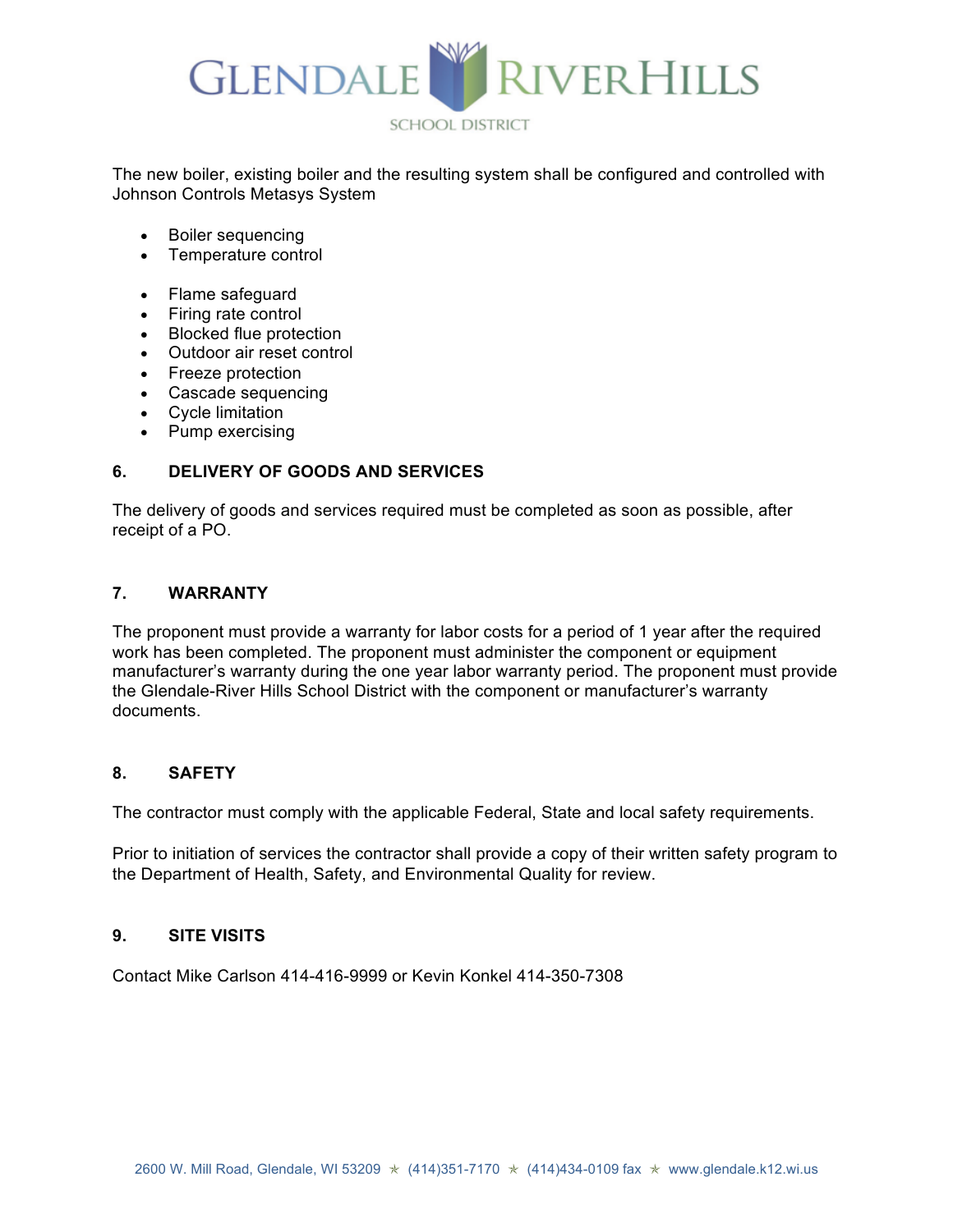The new boiler, existing boiler and the resulting system shall be configured and controlled with Johnson Controls Metasys System

- Boiler sequencing
- Temperature control

- Flame safeguard
- Firing rate control
- Blocked flue protection
- Outdoor air reset control
- Freeze protection
- Cascade sequencing
- Cycle limitation
- Pump exercising

## 6. DELIVERY OF GOODS AND SERVICES

The delivery of goods and services required must be completed as soon as possible, after receipt of a PO.

## 7. WARRANTY

The proponent must provide a warranty for labor costs for a period of 1 year after the required work has been completed. The proponent must administer the component or equipment manufacturer's warranty during the one year labor warranty period. The proponent must provide the Glendale-River Hills School District with the component or manufacturer's warranty documents.

## 8. SAFETY

The contractor must comply with the applicable Federal, State and local safety requirements.

Prior to initiation of services the contractor shall provide a copy of their written safety program to the Department of Health, Safety, and Environmental Quality for review.

## 9. SITE VISITS

Contact Mike Carlson 414-416-9999 or Kevin Konkel 414-350-7308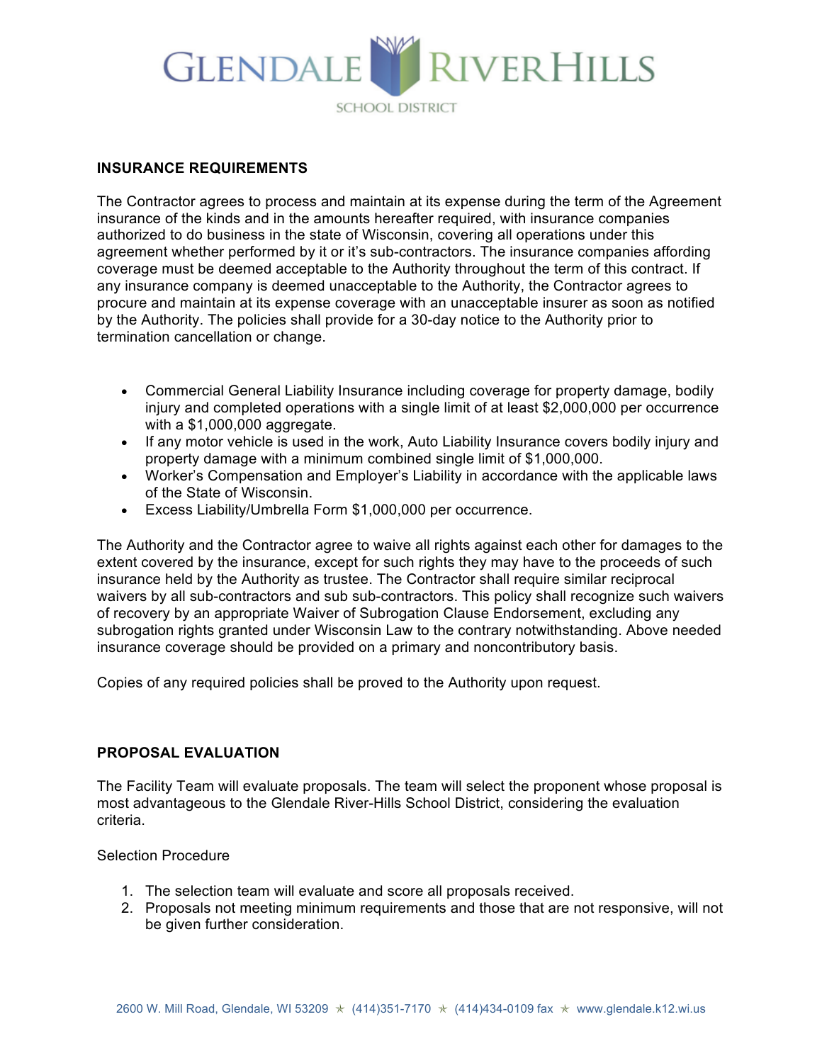## INSURANCE REQUIREMENTS

The Contractor agrees to process and maintain at its expense during the term of the Agreement insurance of the kinds and in the amounts hereafter required, with insurance companies authorized to do business in the state of Wisconsin, covering all operations under this agreement whether performed by it or it's sub-contractors. The insurance companies affording coverage must be deemed acceptable to the Authority throughout the term of this contract. If any insurance company is deemed unacceptable to the Authority, the Contractor agrees to procure and maintain at its expense coverage with an unacceptable insurer as soon as notified by the Authority. The policies shall provide for a 30-day notice to the Authority prior to termination cancellation or change.

- Commercial General Liability Insurance including coverage for property damage, bodily injury and completed operations with a single limit of at least $2,000,000 per occurrence with a $1,000,000 aggregate.
- If any motor vehicle is used in the work, Auto Liability Insurance covers bodily injury and property damage with a minimum combined single limit of $1,000,000.
- Worker's Compensation and Employer's Liability in accordance with the applicable laws of the State of Wisconsin.
- Excess Liability/Umbrella Form $1,000,000 per occurrence.

The Authority and the Contractor agree to waive all rights against each other for damages to the extent covered by the insurance, except for such rights they may have to the proceeds of such insurance held by the Authority as trustee. The Contractor shall require similar reciprocal waivers by all sub-contractors and sub sub-contractors. This policy shall recognize such waivers of recovery by an appropriate Waiver of Subrogation Clause Endorsement, excluding any subrogation rights granted under Wisconsin Law to the contrary notwithstanding. Above needed insurance coverage should be provided on a primary and noncontributory basis.

Copies of any required policies shall be proved to the Authority upon request.

## PROPOSAL EVALUATION

The Facility Team will evaluate proposals. The team will select the proponent whose proposal is most advantageous to the Glendale River-Hills School District, considering the evaluation criteria.

Selection Procedure

1. The selection team will evaluate and score all proposals received.
2. Proposals not meeting minimum requirements and those that are not responsive, will not be given further consideration.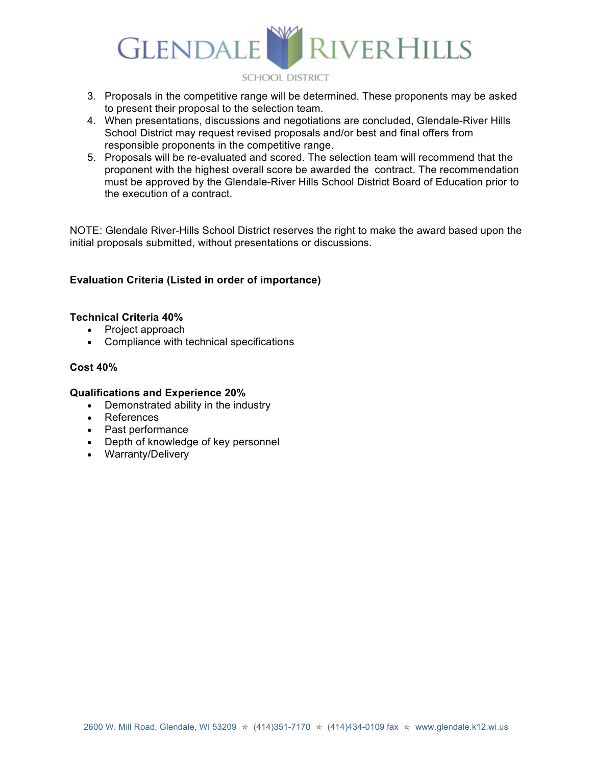3. Proposals in the competitive range will be determined. These proponents may be asked to present their proposal to the selection team.
4. When presentations, discussions and negotiations are concluded, Glendale-River Hills School District may request revised proposals and/or best and final offers from responsible proponents in the competitive range.
5. Proposals will be re-evaluated and scored. The selection team will recommend that the proponent with the highest overall score be awarded the contract. The recommendation must be approved by the Glendale-River Hills School District Board of Education prior to the execution of a contract.

NOTE: Glendale River-Hills School District reserves the right to make the award based upon the initial proposals submitted, without presentations or discussions.

**Evaluation Criteria (Listed in order of importance)**

**Technical Criteria 40%**

- Project approach
- Compliance with technical specifications

**Cost 40%**

**Qualifications and Experience 20%**

- Demonstrated ability in the industry
- References
- Past performance
- Depth of knowledge of key personnel
- Warranty/Delivery